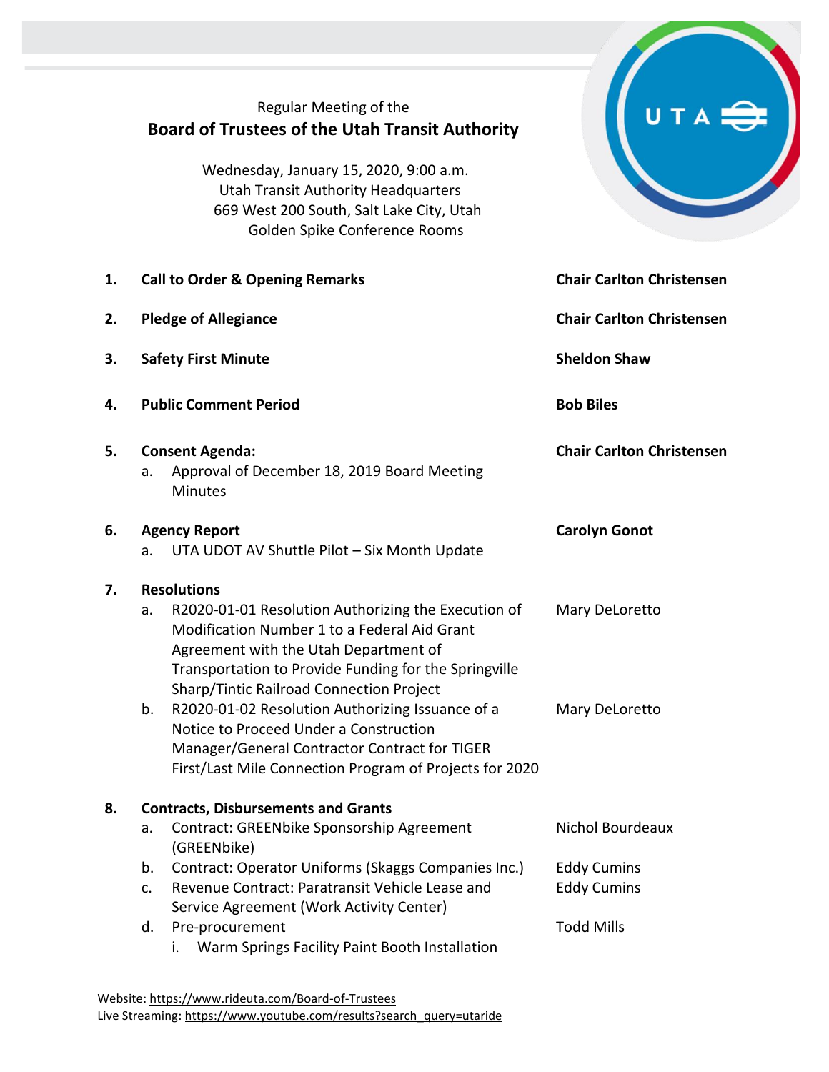Regular Meeting of the

# Board of Trustees of the Utah Transit Authority

Wednesday, January 15, 2020, 9:00 a.m.
Utah Transit Authority Headquarters
669 West 200 South, Salt Lake City, Utah
Golden Spike Conference Rooms

| | | |
|---|---|---|
| **1.** | **Call to Order & Opening Remarks** | **Chair Carlton Christensen** |
| **2.** | **Pledge of Allegiance** | **Chair Carlton Christensen** |
| **3.** | **Safety First Minute** | **Sheldon Shaw** |
| **4.** | **Public Comment Period** | **Bob Biles** |
| **5.** | **Consent Agenda:** | **Chair Carlton Christensen** |
| | a. Approval of December 18, 2019 Board Meeting Minutes | |
| **6.** | **Agency Report** | **Carolyn Gonot** |
| | a. UTA UDOT AV Shuttle Pilot – Six Month Update | |
| **7.** | **Resolutions** | |
| | a. R2020-01-01 Resolution Authorizing the Execution of Modification Number 1 to a Federal Aid Grant Agreement with the Utah Department of Transportation to Provide Funding for the Springville Sharp/Tintic Railroad Connection Project | Mary DeLoretto |
| | b. R2020-01-02 Resolution Authorizing Issuance of a Notice to Proceed Under a Construction Manager/General Contractor Contract for TIGER First/Last Mile Connection Program of Projects for 2020 | Mary DeLoretto |
| **8.** | **Contracts, Disbursements and Grants** | |
| | a. Contract: GREENbike Sponsorship Agreement (GREENbike) | Nichol Bourdeaux |
| | b. Contract: Operator Uniforms (Skaggs Companies Inc.) | Eddy Cumins |
| | c. Revenue Contract: Paratransit Vehicle Lease and Service Agreement (Work Activity Center) | Eddy Cumins |
| | d. Pre-procurement | Todd Mills |
| | i. Warm Springs Facility Paint Booth Installation | |

Website: https://www.rideuta.com/Board-of-Trustees
Live Streaming: https://www.youtube.com/results?search_query=utaride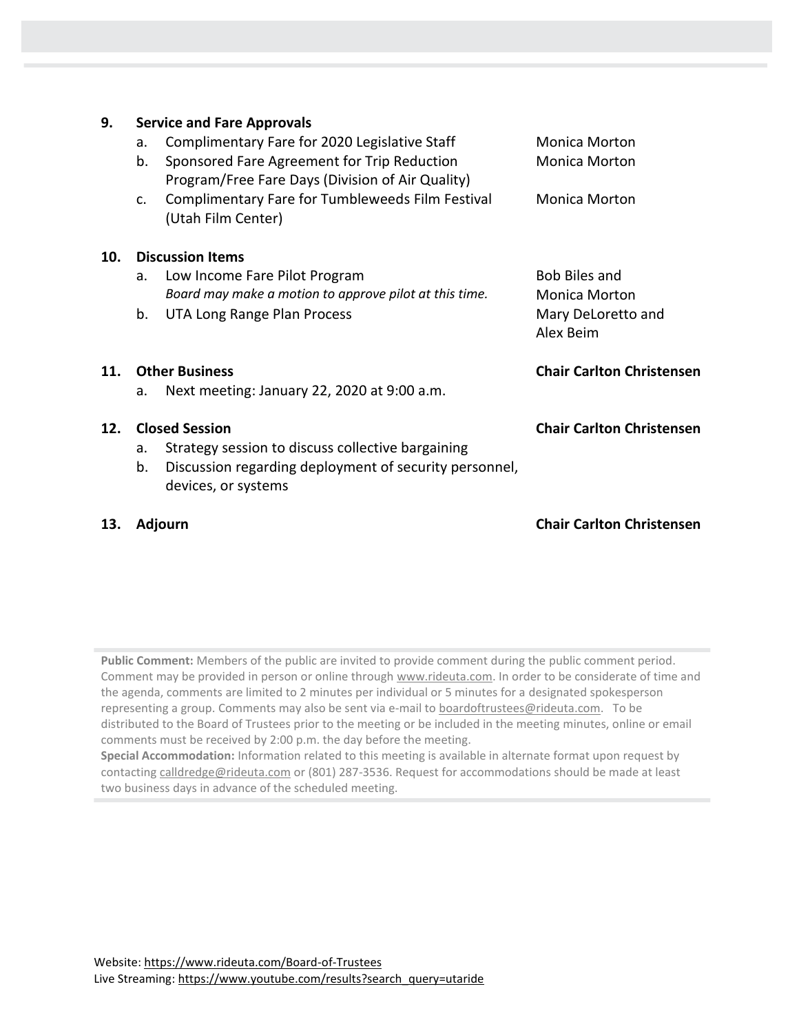**9. Service and Fare Approvals**

a. Complimentary Fare for 2020 Legislative Staff — Monica Morton

b. Sponsored Fare Agreement for Trip Reduction Program/Free Fare Days (Division of Air Quality) — Monica Morton

c. Complimentary Fare for Tumbleweeds Film Festival (Utah Film Center) — Monica Morton

**10. Discussion Items**

a. Low Income Fare Pilot Program — Bob Biles and Monica Morton
*Board may make a motion to approve pilot at this time.*

b. UTA Long Range Plan Process — Mary DeLoretto and Alex Beim

**11. Other Business** — **Chair Carlton Christensen**

a. Next meeting: January 22, 2020 at 9:00 a.m.

**12. Closed Session** — **Chair Carlton Christensen**

a. Strategy session to discuss collective bargaining

b. Discussion regarding deployment of security personnel, devices, or systems

**13. Adjourn** — **Chair Carlton Christensen**

**Public Comment:** Members of the public are invited to provide comment during the public comment period. Comment may be provided in person or online through www.rideuta.com. In order to be considerate of time and the agenda, comments are limited to 2 minutes per individual or 5 minutes for a designated spokesperson representing a group. Comments may also be sent via e-mail to boardoftrustees@rideuta.com. To be distributed to the Board of Trustees prior to the meeting or be included in the meeting minutes, online or email comments must be received by 2:00 p.m. the day before the meeting.
**Special Accommodation:** Information related to this meeting is available in alternate format upon request by contacting calldredge@rideuta.com or (801) 287-3536. Request for accommodations should be made at least two business days in advance of the scheduled meeting.

Website: https://www.rideuta.com/Board-of-Trustees
Live Streaming: https://www.youtube.com/results?search_query=utaride